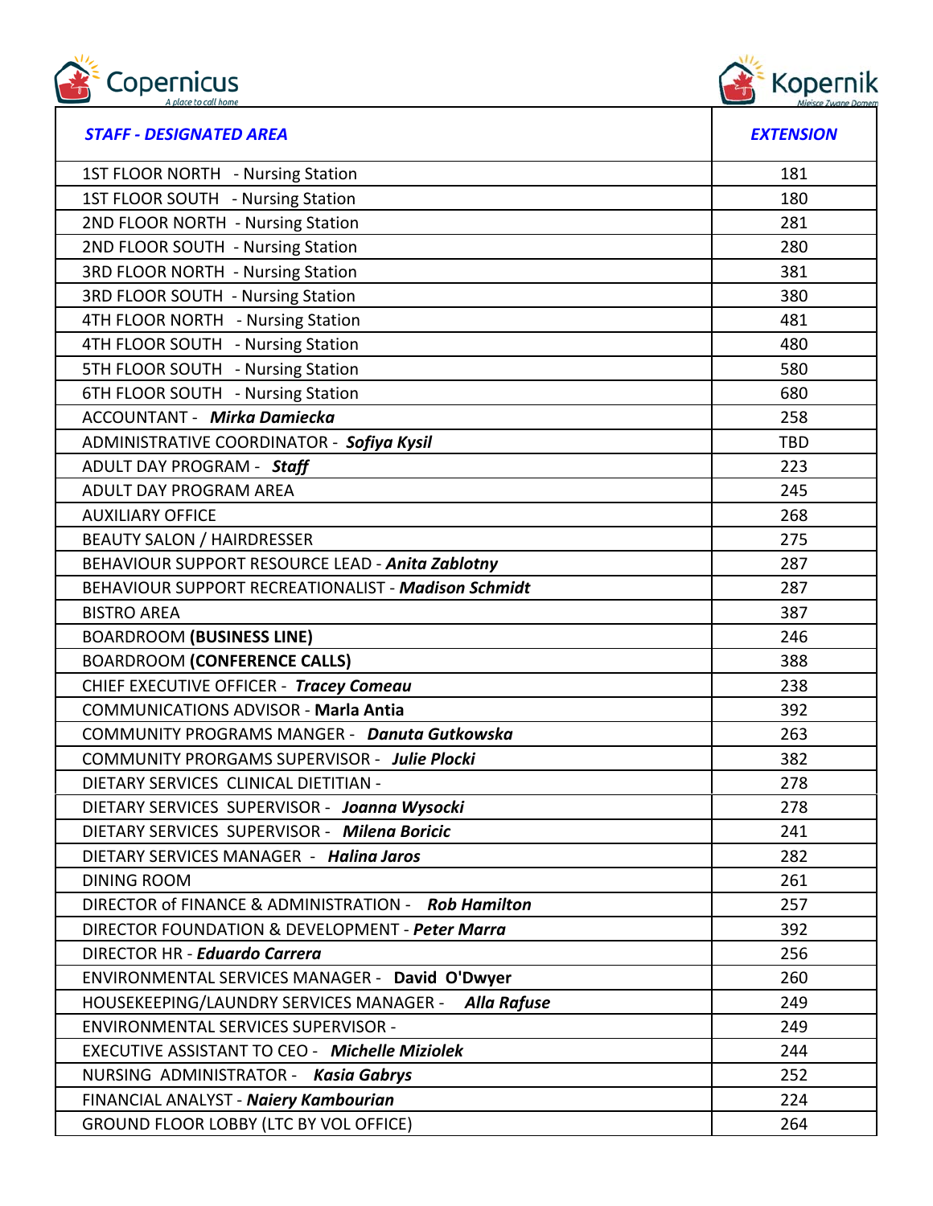Copernicus
A place to call home

Kopernik
Miejsce Zwane Domem

| ***STAFF - DESIGNATED AREA*** | ***EXTENSION*** |
|---|---|
| 1ST FLOOR NORTH - Nursing Station | 181 |
| 1ST FLOOR SOUTH - Nursing Station | 180 |
| 2ND FLOOR NORTH - Nursing Station | 281 |
| 2ND FLOOR SOUTH - Nursing Station | 280 |
| 3RD FLOOR NORTH - Nursing Station | 381 |
| 3RD FLOOR SOUTH - Nursing Station | 380 |
| 4TH FLOOR NORTH - Nursing Station | 481 |
| 4TH FLOOR SOUTH - Nursing Station | 480 |
| 5TH FLOOR SOUTH - Nursing Station | 580 |
| 6TH FLOOR SOUTH - Nursing Station | 680 |
| ACCOUNTANT - ***Mirka Damiecka*** | 258 |
| ADMINISTRATIVE COORDINATOR - ***Sofiya Kysil*** | TBD |
| ADULT DAY PROGRAM - ***Staff*** | 223 |
| ADULT DAY PROGRAM AREA | 245 |
| AUXILIARY OFFICE | 268 |
| BEAUTY SALON / HAIRDRESSER | 275 |
| BEHAVIOUR SUPPORT RESOURCE LEAD - ***Anita Zablotny*** | 287 |
| BEHAVIOUR SUPPORT RECREATIONALIST - ***Madison Schmidt*** | 287 |
| BISTRO AREA | 387 |
| BOARDROOM **(BUSINESS LINE)** | 246 |
| BOARDROOM **(CONFERENCE CALLS)** | 388 |
| CHIEF EXECUTIVE OFFICER - ***Tracey Comeau*** | 238 |
| COMMUNICATIONS ADVISOR - **Marla Antia** | 392 |
| COMMUNITY PROGRAMS MANGER - ***Danuta Gutkowska*** | 263 |
| COMMUNITY PRORGAMS SUPERVISOR - ***Julie Plocki*** | 382 |
| DIETARY SERVICES CLINICAL DIETITIAN - | 278 |
| DIETARY SERVICES SUPERVISOR - ***Joanna Wysocki*** | 278 |
| DIETARY SERVICES SUPERVISOR - ***Milena Boricic*** | 241 |
| DIETARY SERVICES MANAGER - ***Halina Jaros*** | 282 |
| DINING ROOM | 261 |
| DIRECTOR of FINANCE & ADMINISTRATION - ***Rob Hamilton*** | 257 |
| DIRECTOR FOUNDATION & DEVELOPMENT - ***Peter Marra*** | 392 |
| DIRECTOR HR - ***Eduardo Carrera*** | 256 |
| ENVIRONMENTAL SERVICES MANAGER - **David O'Dwyer** | 260 |
| HOUSEKEEPING/LAUNDRY SERVICES MANAGER - ***Alla Rafuse*** | 249 |
| ENVIRONMENTAL SERVICES SUPERVISOR - | 249 |
| EXECUTIVE ASSISTANT TO CEO - ***Michelle Miziolek*** | 244 |
| NURSING ADMINISTRATOR - ***Kasia Gabrys*** | 252 |
| FINANCIAL ANALYST - ***Naiery Kambourian*** | 224 |
| GROUND FLOOR LOBBY (LTC BY VOL OFFICE) | 264 |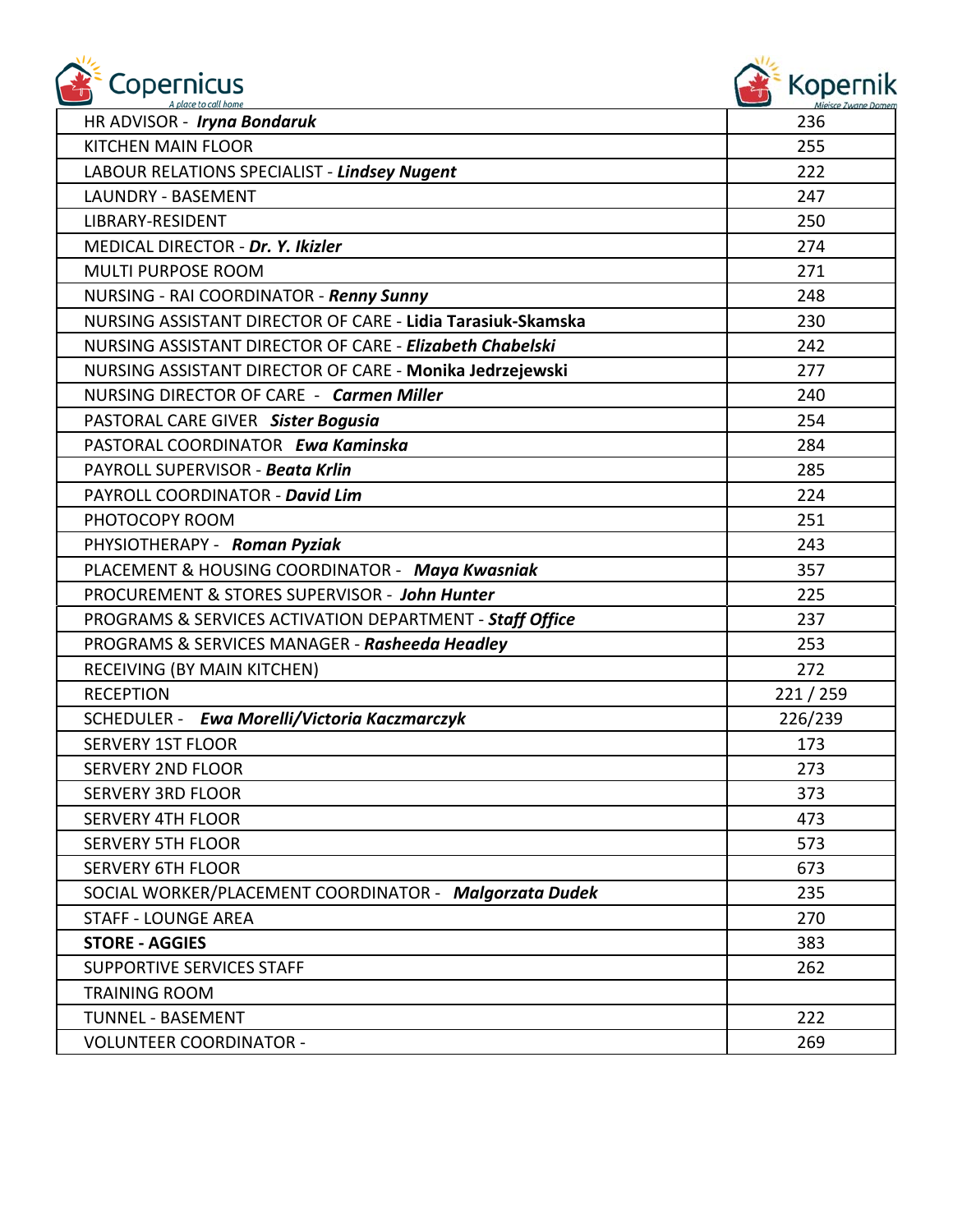| | |
|---|---|
| HR ADVISOR - ***Iryna Bondaruk*** | 236 |
| KITCHEN MAIN FLOOR | 255 |
| LABOUR RELATIONS SPECIALIST - ***Lindsey Nugent*** | 222 |
| LAUNDRY - BASEMENT | 247 |
| LIBRARY-RESIDENT | 250 |
| MEDICAL DIRECTOR - ***Dr. Y. Ikizler*** | 274 |
| MULTI PURPOSE ROOM | 271 |
| NURSING - RAI COORDINATOR - ***Renny Sunny*** | 248 |
| NURSING ASSISTANT DIRECTOR OF CARE - **Lidia Tarasiuk-Skamska** | 230 |
| NURSING ASSISTANT DIRECTOR OF CARE - ***Elizabeth Chabelski*** | 242 |
| NURSING ASSISTANT DIRECTOR OF CARE - **Monika Jedrzejewski** | 277 |
| NURSING DIRECTOR OF CARE - ***Carmen Miller*** | 240 |
| PASTORAL CARE GIVER ***Sister Bogusia*** | 254 |
| PASTORAL COORDINATOR ***Ewa Kaminska*** | 284 |
| PAYROLL SUPERVISOR - ***Beata Krlin*** | 285 |
| PAYROLL COORDINATOR - ***David Lim*** | 224 |
| PHOTOCOPY ROOM | 251 |
| PHYSIOTHERAPY - ***Roman Pyziak*** | 243 |
| PLACEMENT & HOUSING COORDINATOR - ***Maya Kwasniak*** | 357 |
| PROCUREMENT & STORES SUPERVISOR - ***John Hunter*** | 225 |
| PROGRAMS & SERVICES ACTIVATION DEPARTMENT - ***Staff Office*** | 237 |
| PROGRAMS & SERVICES MANAGER - ***Rasheeda Headley*** | 253 |
| RECEIVING (BY MAIN KITCHEN) | 272 |
| RECEPTION | 221 / 259 |
| SCHEDULER - ***Ewa Morelli/Victoria Kaczmarczyk*** | 226/239 |
| SERVERY 1ST FLOOR | 173 |
| SERVERY 2ND FLOOR | 273 |
| SERVERY 3RD FLOOR | 373 |
| SERVERY 4TH FLOOR | 473 |
| SERVERY 5TH FLOOR | 573 |
| SERVERY 6TH FLOOR | 673 |
| SOCIAL WORKER/PLACEMENT COORDINATOR - ***Malgorzata Dudek*** | 235 |
| STAFF - LOUNGE AREA | 270 |
| **STORE - AGGIES** | 383 |
| SUPPORTIVE SERVICES STAFF | 262 |
| TRAINING ROOM | |
| TUNNEL - BASEMENT | 222 |
| VOLUNTEER COORDINATOR - | 269 |